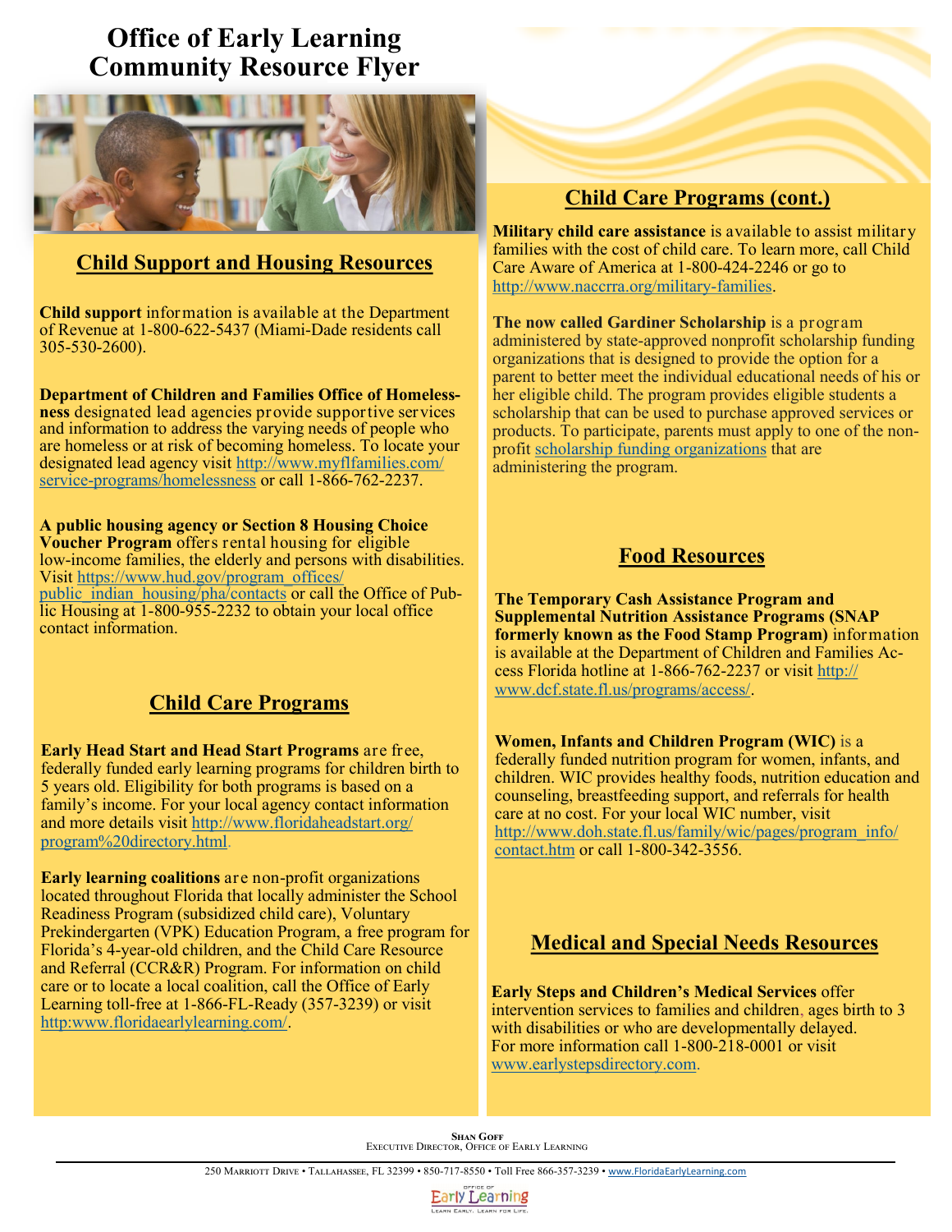# Office of Early Learning Community Resource Flyer

## Child Support and Housing Resources

**Child support** information is available at the Department of Revenue at 1-800-622-5437 (Miami-Dade residents call 305-530-2600).

**Department of Children and Families Office of Homelessness** designated lead agencies provide supportive services and information to address the varying needs of people who are homeless or at risk of becoming homeless. To locate your designated lead agency visit http://www.myflfamilies.com/service-programs/homelessness or call 1-866-762-2237.

**A public housing agency or Section 8 Housing Choice Voucher Program** offers rental housing for eligible low-income families, the elderly and persons with disabilities. Visit https://www.hud.gov/program_offices/public_indian_housing/pha/contacts or call the Office of Public Housing at 1-800-955-2232 to obtain your local office contact information.

## Child Care Programs

**Early Head Start and Head Start Programs** are free, federally funded early learning programs for children birth to 5 years old. Eligibility for both programs is based on a family's income. For your local agency contact information and more details visit http://www.floridaheadstart.org/program%20directory.html.

**Early learning coalitions** are non-profit organizations located throughout Florida that locally administer the School Readiness Program (subsidized child care), Voluntary Prekindergarten (VPK) Education Program, a free program for Florida's 4-year-old children, and the Child Care Resource and Referral (CCR&R) Program. For information on child care or to locate a local coalition, call the Office of Early Learning toll-free at 1-866-FL-Ready (357-3239) or visit http:www.floridaearlylearning.com/.

## Child Care Programs (cont.)

**Military child care assistance** is available to assist military families with the cost of child care. To learn more, call Child Care Aware of America at 1-800-424-2246 or go to http://www.naccrra.org/military-families.

**The now called Gardiner Scholarship** is a program administered by state-approved nonprofit scholarship funding organizations that is designed to provide the option for a parent to better meet the individual educational needs of his or her eligible child. The program provides eligible students a scholarship that can be used to purchase approved services or products. To participate, parents must apply to one of the non-profit scholarship funding organizations that are administering the program.

## Food Resources

**The Temporary Cash Assistance Program and Supplemental Nutrition Assistance Programs (SNAP formerly known as the Food Stamp Program)** information is available at the Department of Children and Families Access Florida hotline at 1-866-762-2237 or visit http://www.dcf.state.fl.us/programs/access/.

**Women, Infants and Children Program (WIC)** is a federally funded nutrition program for women, infants, and children. WIC provides healthy foods, nutrition education and counseling, breastfeeding support, and referrals for health care at no cost. For your local WIC number, visit http://www.doh.state.fl.us/family/wic/pages/program_info/contact.htm or call 1-800-342-3556.

## Medical and Special Needs Resources

**Early Steps and Children's Medical Services** offer intervention services to families and children, ages birth to 3 with disabilities or who are developmentally delayed. For more information call 1-800-218-0001 or visit www.earlystepsdirectory.com.

**Shan Goff**
Executive Director, Office of Early Learning

250 Marriott Drive • Tallahassee, FL 32399 • 850-717-8550 • Toll Free 866-357-3239 • www.FloridaEarlyLearning.com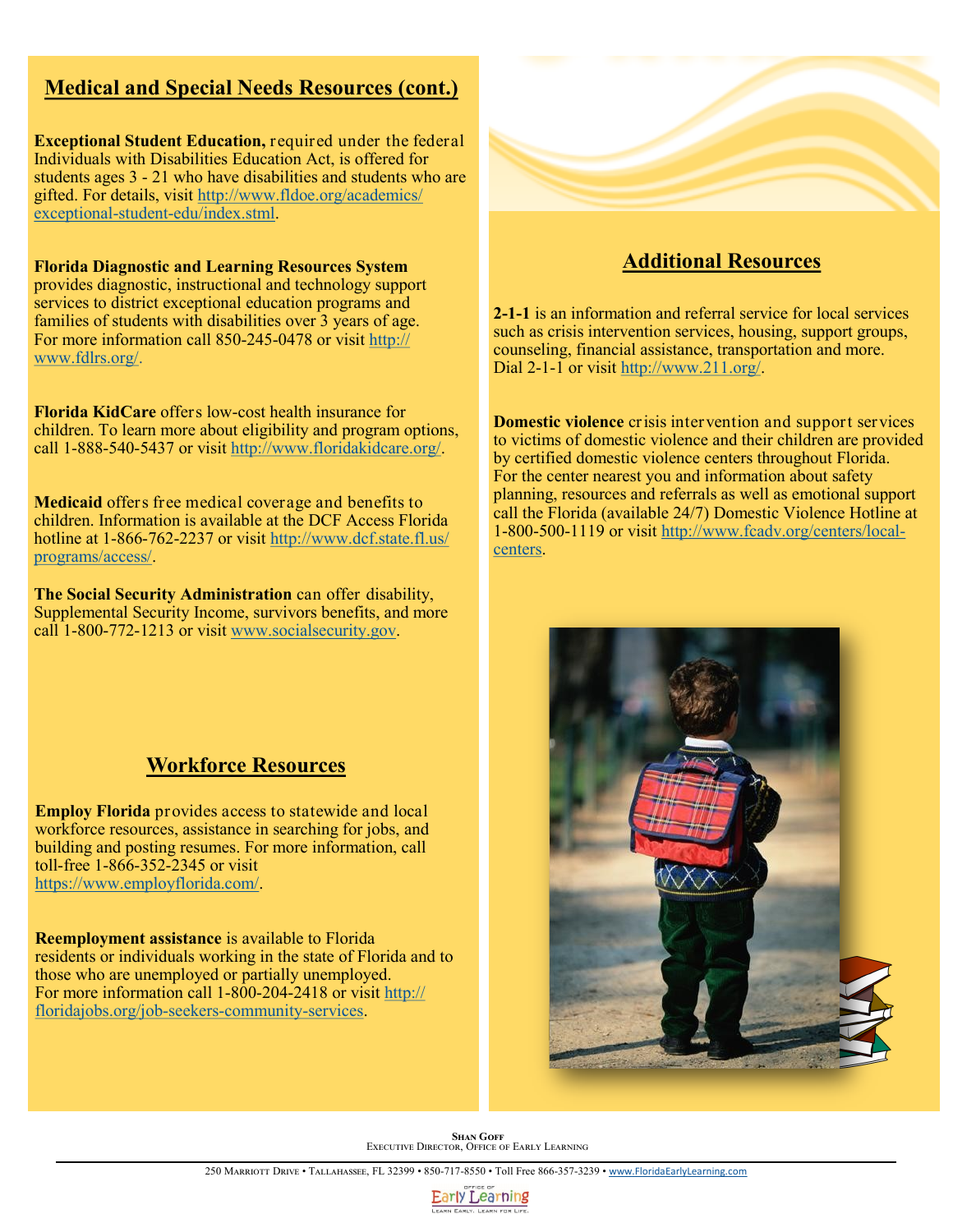## Medical and Special Needs Resources (cont.)

**Exceptional Student Education,** required under the federal Individuals with Disabilities Education Act, is offered for students ages 3 - 21 who have disabilities and students who are gifted. For details, visit http://www.fldoe.org/academics/exceptional-student-edu/index.stml.

**Florida Diagnostic and Learning Resources System** provides diagnostic, instructional and technology support services to district exceptional education programs and families of students with disabilities over 3 years of age. For more information call 850-245-0478 or visit http://www.fdlrs.org/.

**Florida KidCare** offers low-cost health insurance for children. To learn more about eligibility and program options, call 1-888-540-5437 or visit http://www.floridakidcare.org/.

**Medicaid** offers free medical coverage and benefits to children. Information is available at the DCF Access Florida hotline at 1-866-762-2237 or visit http://www.dcf.state.fl.us/programs/access/.

**The Social Security Administration** can offer disability, Supplemental Security Income, survivors benefits, and more call 1-800-772-1213 or visit www.socialsecurity.gov.

## Workforce Resources

**Employ Florida** provides access to statewide and local workforce resources, assistance in searching for jobs, and building and posting resumes. For more information, call toll-free 1-866-352-2345 or visit https://www.employflorida.com/.

**Reemployment assistance** is available to Florida residents or individuals working in the state of Florida and to those who are unemployed or partially unemployed. For more information call 1-800-204-2418 or visit http://floridajobs.org/job-seekers-community-services.

## Additional Resources

**2-1-1** is an information and referral service for local services such as crisis intervention services, housing, support groups, counseling, financial assistance, transportation and more. Dial 2-1-1 or visit http://www.211.org/.

**Domestic violence** crisis intervention and support services to victims of domestic violence and their children are provided by certified domestic violence centers throughout Florida. For the center nearest you and information about safety planning, resources and referrals as well as emotional support call the Florida (available 24/7) Domestic Violence Hotline at 1-800-500-1119 or visit http://www.fcadv.org/centers/local-centers.

**Shan Goff**
Executive Director, Office of Early Learning

250 Marriott Drive • Tallahassee, FL 32399 • 850-717-8550 • Toll Free 866-357-3239 • www.FloridaEarlyLearning.com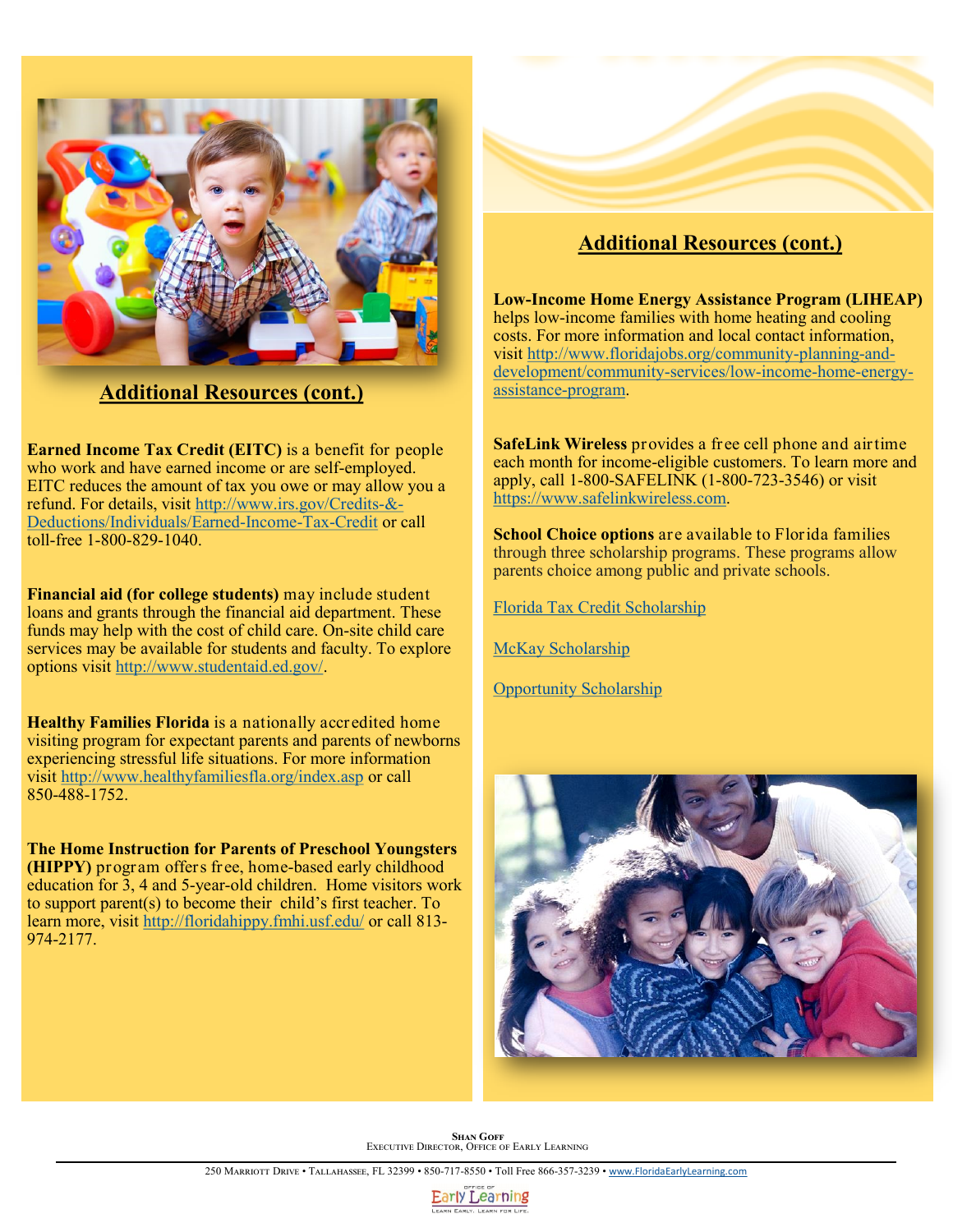## Additional Resources (cont.)

**Earned Income Tax Credit (EITC)** is a benefit for people who work and have earned income or are self-employed. EITC reduces the amount of tax you owe or may allow you a refund. For details, visit http://www.irs.gov/Credits-&-Deductions/Individuals/Earned-Income-Tax-Credit or call toll-free 1-800-829-1040.

**Financial aid (for college students)** may include student loans and grants through the financial aid department. These funds may help with the cost of child care. On-site child care services may be available for students and faculty. To explore options visit http://www.studentaid.ed.gov/.

**Healthy Families Florida** is a nationally accredited home visiting program for expectant parents and parents of newborns experiencing stressful life situations. For more information visit http://www.healthyfamiliesfla.org/index.asp or call 850-488-1752.

**The Home Instruction for Parents of Preschool Youngsters (HIPPY)** program offers free, home-based early childhood education for 3, 4 and 5-year-old children. Home visitors work to support parent(s) to become their child's first teacher. To learn more, visit http://floridahippy.fmhi.usf.edu/ or call 813-974-2177.

## Additional Resources (cont.)

**Low-Income Home Energy Assistance Program (LIHEAP)** helps low-income families with home heating and cooling costs. For more information and local contact information, visit http://www.floridajobs.org/community-planning-and-development/community-services/low-income-home-energy-assistance-program.

**SafeLink Wireless** provides a free cell phone and airtime each month for income-eligible customers. To learn more and apply, call 1-800-SAFELINK (1-800-723-3546) or visit https://www.safelinkwireless.com.

**School Choice options** are available to Florida families through three scholarship programs. These programs allow parents choice among public and private schools.

Florida Tax Credit Scholarship

McKay Scholarship

Opportunity Scholarship

**Shan Goff**
Executive Director, Office of Early Learning

250 Marriott Drive • Tallahassee, FL 32399 • 850-717-8550 • Toll Free 866-357-3239 • www.FloridaEarlyLearning.com